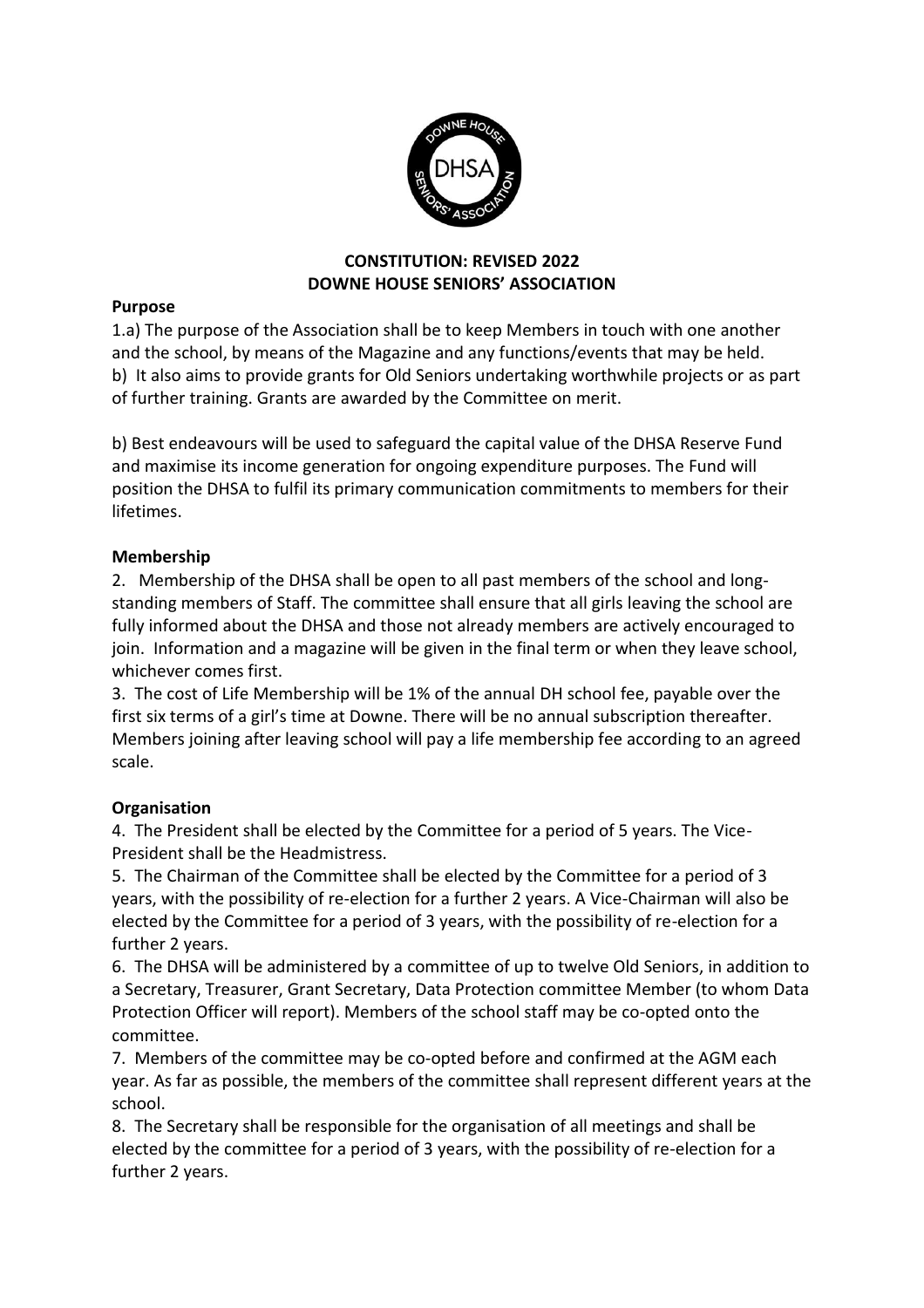**CONSTITUTION: REVISED 2022**
**DOWNE HOUSE SENIORS' ASSOCIATION**

**Purpose**

1.a) The purpose of the Association shall be to keep Members in touch with one another and the school, by means of the Magazine and any functions/events that may be held.
b) It also aims to provide grants for Old Seniors undertaking worthwhile projects or as part of further training. Grants are awarded by the Committee on merit.

b) Best endeavours will be used to safeguard the capital value of the DHSA Reserve Fund and maximise its income generation for ongoing expenditure purposes. The Fund will position the DHSA to fulfil its primary communication commitments to members for their lifetimes.

**Membership**

2. Membership of the DHSA shall be open to all past members of the school and long-standing members of Staff. The committee shall ensure that all girls leaving the school are fully informed about the DHSA and those not already members are actively encouraged to join. Information and a magazine will be given in the final term or when they leave school, whichever comes first.

3. The cost of Life Membership will be 1% of the annual DH school fee, payable over the first six terms of a girl's time at Downe. There will be no annual subscription thereafter. Members joining after leaving school will pay a life membership fee according to an agreed scale.

**Organisation**

4. The President shall be elected by the Committee for a period of 5 years. The Vice-President shall be the Headmistress.

5. The Chairman of the Committee shall be elected by the Committee for a period of 3 years, with the possibility of re-election for a further 2 years. A Vice-Chairman will also be elected by the Committee for a period of 3 years, with the possibility of re-election for a further 2 years.

6. The DHSA will be administered by a committee of up to twelve Old Seniors, in addition to a Secretary, Treasurer, Grant Secretary, Data Protection committee Member (to whom Data Protection Officer will report). Members of the school staff may be co-opted onto the committee.

7. Members of the committee may be co-opted before and confirmed at the AGM each year. As far as possible, the members of the committee shall represent different years at the school.

8. The Secretary shall be responsible for the organisation of all meetings and shall be elected by the committee for a period of 3 years, with the possibility of re-election for a further 2 years.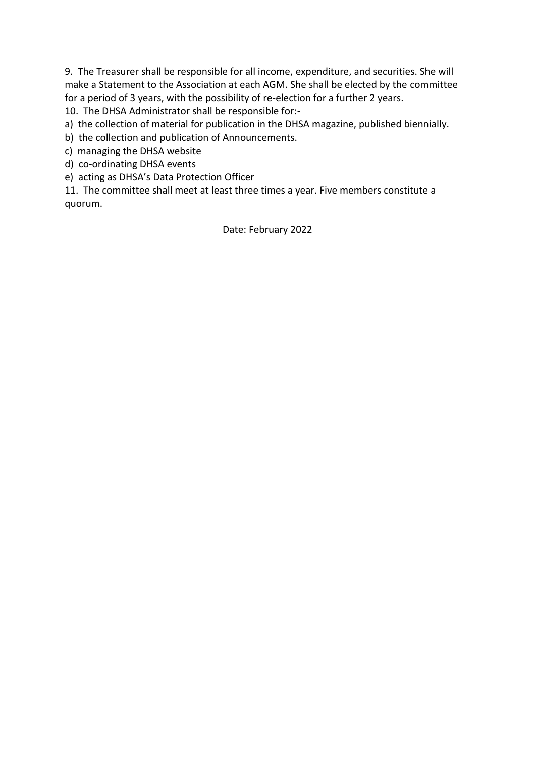9. The Treasurer shall be responsible for all income, expenditure, and securities. She will make a Statement to the Association at each AGM. She shall be elected by the committee for a period of 3 years, with the possibility of re-election for a further 2 years.

10. The DHSA Administrator shall be responsible for:-

a) the collection of material for publication in the DHSA magazine, published biennially.

b) the collection and publication of Announcements.

c) managing the DHSA website

d) co-ordinating DHSA events

e) acting as DHSA's Data Protection Officer

11. The committee shall meet at least three times a year. Five members constitute a quorum.

Date: February 2022